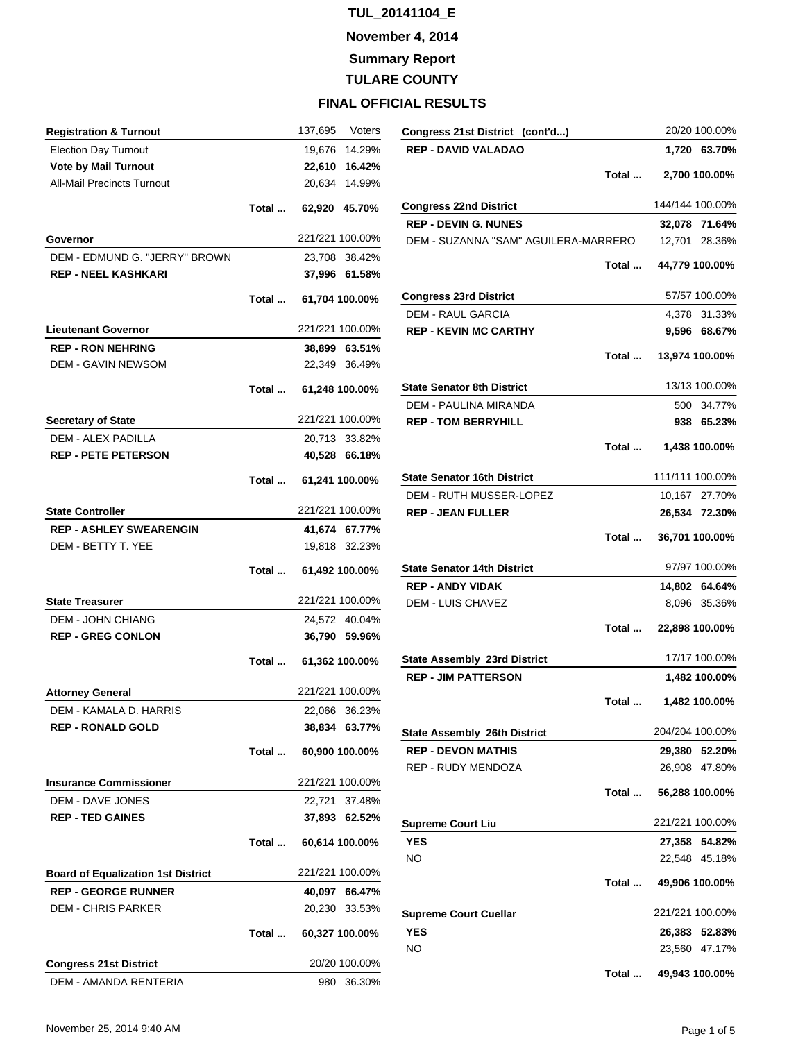**TUL_20141104_E**

**November 4, 2014**

**Summary Report**

**TULARE COUNTY**

**FINAL OFFICIAL RESULTS**

| **Registration & Turnout** | | 137,695 | Voters |
|---|---|---|---|
| Election Day Turnout | | 19,676 | 14.29% |
| **Vote by Mail Turnout** | | **22,610** | **16.42%** |
| All-Mail Precincts Turnout | | 20,634 | 14.99% |
| | **Total ...** | **62,920** | **45.70%** |

| **Governor** | | 221/221 | 100.00% |
|---|---|---|---|
| DEM - EDMUND G. "JERRY" BROWN | | 23,708 | 38.42% |
| **REP - NEEL KASHKARI** | | **37,996** | **61.58%** |
| | **Total ...** | **61,704** | **100.00%** |

| **Lieutenant Governor** | | 221/221 | 100.00% |
|---|---|---|---|
| **REP - RON NEHRING** | | **38,899** | **63.51%** |
| DEM - GAVIN NEWSOM | | 22,349 | 36.49% |
| | **Total ...** | **61,248** | **100.00%** |

| **Secretary of State** | | 221/221 | 100.00% |
|---|---|---|---|
| DEM - ALEX PADILLA | | 20,713 | 33.82% |
| **REP - PETE PETERSON** | | **40,528** | **66.18%** |
| | **Total ...** | **61,241** | **100.00%** |

| **State Controller** | | 221/221 | 100.00% |
|---|---|---|---|
| **REP - ASHLEY SWEARENGIN** | | **41,674** | **67.77%** |
| DEM - BETTY T. YEE | | 19,818 | 32.23% |
| | **Total ...** | **61,492** | **100.00%** |

| **State Treasurer** | | 221/221 | 100.00% |
|---|---|---|---|
| DEM - JOHN CHIANG | | 24,572 | 40.04% |
| **REP - GREG CONLON** | | **36,790** | **59.96%** |
| | **Total ...** | **61,362** | **100.00%** |

| **Attorney General** | | 221/221 | 100.00% |
|---|---|---|---|
| DEM - KAMALA D. HARRIS | | 22,066 | 36.23% |
| **REP - RONALD GOLD** | | **38,834** | **63.77%** |
| | **Total ...** | **60,900** | **100.00%** |

| **Insurance Commissioner** | | 221/221 | 100.00% |
|---|---|---|---|
| DEM - DAVE JONES | | 22,721 | 37.48% |
| **REP - TED GAINES** | | **37,893** | **62.52%** |
| | **Total ...** | **60,614** | **100.00%** |

| **Board of Equalization 1st District** | | 221/221 | 100.00% |
|---|---|---|---|
| **REP - GEORGE RUNNER** | | **40,097** | **66.47%** |
| DEM - CHRIS PARKER | | 20,230 | 33.53% |
| | **Total ...** | **60,327** | **100.00%** |

| **Congress 21st District** | | 20/20 | 100.00% |
|---|---|---|---|
| DEM - AMANDA RENTERIA | | 980 | 36.30% |
| **REP - DAVID VALADAO** | | **1,720** | **63.70%** |
| | **Total ...** | **2,700** | **100.00%** |

| **Congress 22nd District** | | 144/144 | 100.00% |
|---|---|---|---|
| **REP - DEVIN G. NUNES** | | **32,078** | **71.64%** |
| DEM - SUZANNA "SAM" AGUILERA-MARRERO | | 12,701 | 28.36% |
| | **Total ...** | **44,779** | **100.00%** |

| **Congress 23rd District** | | 57/57 | 100.00% |
|---|---|---|---|
| DEM - RAUL GARCIA | | 4,378 | 31.33% |
| **REP - KEVIN MC CARTHY** | | **9,596** | **68.67%** |
| | **Total ...** | **13,974** | **100.00%** |

| **State Senator 8th District** | | 13/13 | 100.00% |
|---|---|---|---|
| DEM - PAULINA MIRANDA | | 500 | 34.77% |
| **REP - TOM BERRYHILL** | | **938** | **65.23%** |
| | **Total ...** | **1,438** | **100.00%** |

| **State Senator 16th District** | | 111/111 | 100.00% |
|---|---|---|---|
| DEM - RUTH MUSSER-LOPEZ | | 10,167 | 27.70% |
| **REP - JEAN FULLER** | | **26,534** | **72.30%** |
| | **Total ...** | **36,701** | **100.00%** |

| **State Senator 14th District** | | 97/97 | 100.00% |
|---|---|---|---|
| **REP - ANDY VIDAK** | | **14,802** | **64.64%** |
| DEM - LUIS CHAVEZ | | 8,096 | 35.36% |
| | **Total ...** | **22,898** | **100.00%** |

| **State Assembly 23rd District** | | 17/17 | 100.00% |
|---|---|---|---|
| **REP - JIM PATTERSON** | | **1,482** | **100.00%** |
| | **Total ...** | **1,482** | **100.00%** |

| **State Assembly 26th District** | | 204/204 | 100.00% |
|---|---|---|---|
| **REP - DEVON MATHIS** | | **29,380** | **52.20%** |
| REP - RUDY MENDOZA | | 26,908 | 47.80% |
| | **Total ...** | **56,288** | **100.00%** |

| **Supreme Court Liu** | | 221/221 | 100.00% |
|---|---|---|---|
| **YES** | | **27,358** | **54.82%** |
| NO | | 22,548 | 45.18% |
| | **Total ...** | **49,906** | **100.00%** |

| **Supreme Court Cuellar** | | 221/221 | 100.00% |
|---|---|---|---|
| **YES** | | **26,383** | **52.83%** |
| NO | | 23,560 | 47.17% |
| | **Total ...** | **49,943** | **100.00%** |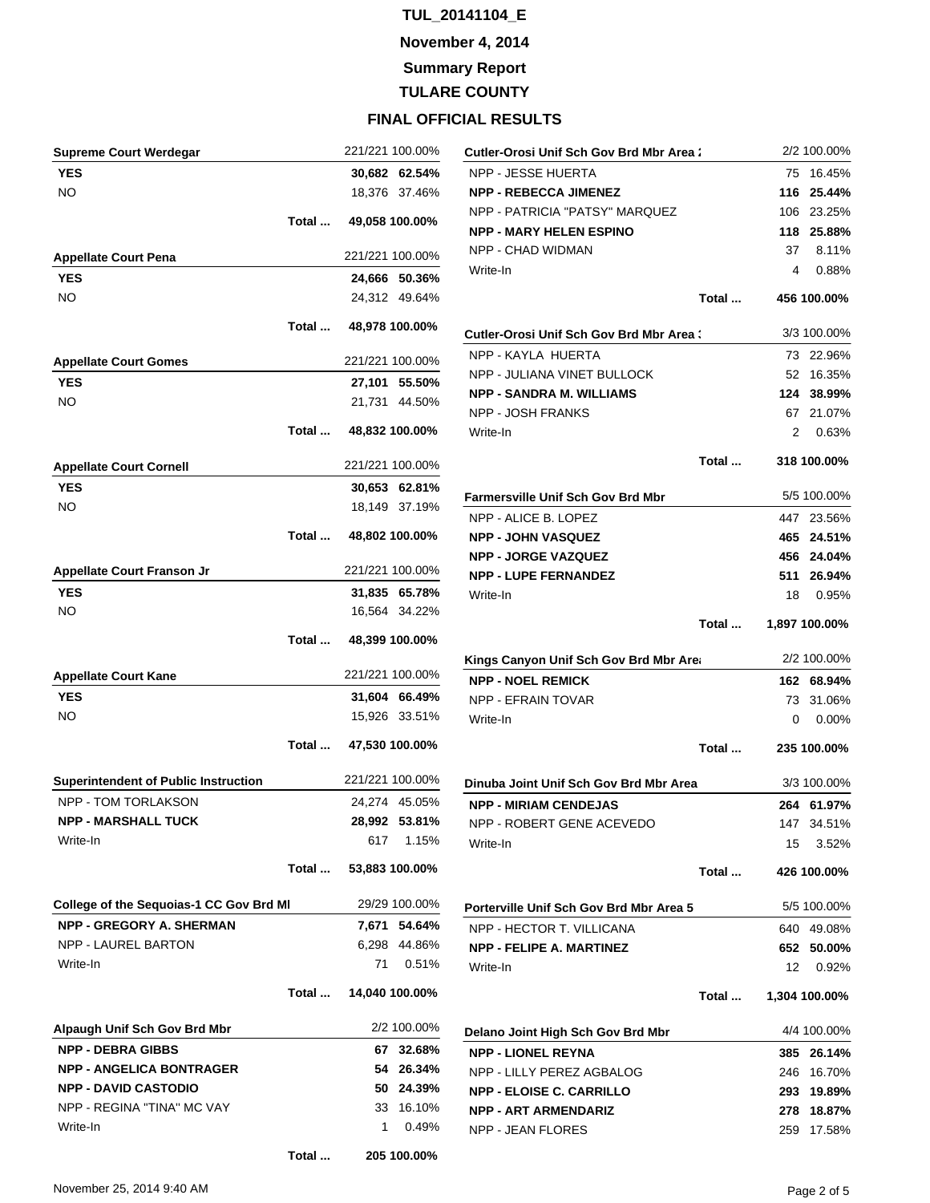# TUL_20141104_E

**November 4, 2014**

**Summary Report**

**TULARE COUNTY**

**FINAL OFFICIAL RESULTS**

| Supreme Court Werdegar | | 221/221 100.00% |
|---|---|---|
| **YES** | **30,682** | **62.54%** |
| NO | 18,376 | 37.46% |
| Total ... | 49,058 | 100.00% |

| Appellate Court Pena | | 221/221 100.00% |
|---|---|---|
| **YES** | **24,666** | **50.36%** |
| NO | 24,312 | 49.64% |
| Total ... | 48,978 | 100.00% |

| Appellate Court Gomes | | 221/221 100.00% |
|---|---|---|
| **YES** | **27,101** | **55.50%** |
| NO | 21,731 | 44.50% |
| Total ... | 48,832 | 100.00% |

| Appellate Court Cornell | | 221/221 100.00% |
|---|---|---|
| **YES** | **30,653** | **62.81%** |
| NO | 18,149 | 37.19% |
| Total ... | 48,802 | 100.00% |

| Appellate Court Franson Jr | | 221/221 100.00% |
|---|---|---|
| **YES** | **31,835** | **65.78%** |
| NO | 16,564 | 34.22% |
| Total ... | 48,399 | 100.00% |

| Appellate Court Kane | | 221/221 100.00% |
|---|---|---|
| **YES** | **31,604** | **66.49%** |
| NO | 15,926 | 33.51% |
| Total ... | 47,530 | 100.00% |

| Superintendent of Public Instruction | | 221/221 100.00% |
|---|---|---|
| NPP - TOM TORLAKSON | 24,274 | 45.05% |
| **NPP - MARSHALL TUCK** | **28,992** | **53.81%** |
| Write-In | 617 | 1.15% |
| Total ... | 53,883 | 100.00% |

| College of the Sequoias-1 CC Gov Brd Mb | | 29/29 100.00% |
|---|---|---|
| **NPP - GREGORY A. SHERMAN** | **7,671** | **54.64%** |
| NPP - LAUREL BARTON | 6,298 | 44.86% |
| Write-In | 71 | 0.51% |
| Total ... | 14,040 | 100.00% |

| Alpaugh Unif Sch Gov Brd Mbr | | 2/2 100.00% |
|---|---|---|
| **NPP - DEBRA GIBBS** | **67** | **32.68%** |
| **NPP - ANGELICA BONTRAGER** | **54** | **26.34%** |
| **NPP - DAVID CASTODIO** | **50** | **24.39%** |
| NPP - REGINA "TINA" MC VAY | 33 | 16.10% |
| Write-In | 1 | 0.49% |
| Total ... | 205 | 100.00% |

| Cutler-Orosi Unif Sch Gov Brd Mbr Area 2 | | 2/2 100.00% |
|---|---|---|
| NPP - JESSE HUERTA | 75 | 16.45% |
| **NPP - REBECCA JIMENEZ** | **116** | **25.44%** |
| NPP - PATRICIA "PATSY" MARQUEZ | 106 | 23.25% |
| **NPP - MARY HELEN ESPINO** | **118** | **25.88%** |
| NPP - CHAD WIDMAN | 37 | 8.11% |
| Write-In | 4 | 0.88% |
| Total ... | 456 | 100.00% |

| Cutler-Orosi Unif Sch Gov Brd Mbr Area 3 | | 3/3 100.00% |
|---|---|---|
| NPP - KAYLA HUERTA | 73 | 22.96% |
| NPP - JULIANA VINET BULLOCK | 52 | 16.35% |
| **NPP - SANDRA M. WILLIAMS** | **124** | **38.99%** |
| NPP - JOSH FRANKS | 67 | 21.07% |
| Write-In | 2 | 0.63% |
| Total ... | 318 | 100.00% |

| Farmersville Unif Sch Gov Brd Mbr | | 5/5 100.00% |
|---|---|---|
| NPP - ALICE B. LOPEZ | 447 | 23.56% |
| **NPP - JOHN VASQUEZ** | **465** | **24.51%** |
| **NPP - JORGE VAZQUEZ** | **456** | **24.04%** |
| **NPP - LUPE FERNANDEZ** | **511** | **26.94%** |
| Write-In | 18 | 0.95% |
| Total ... | 1,897 | 100.00% |

| Kings Canyon Unif Sch Gov Brd Mbr Area | | 2/2 100.00% |
|---|---|---|
| **NPP - NOEL REMICK** | **162** | **68.94%** |
| NPP - EFRAIN TOVAR | 73 | 31.06% |
| Write-In | 0 | 0.00% |
| Total ... | 235 | 100.00% |

| Dinuba Joint Unif Sch Gov Brd Mbr Area | | 3/3 100.00% |
|---|---|---|
| **NPP - MIRIAM CENDEJAS** | **264** | **61.97%** |
| NPP - ROBERT GENE ACEVEDO | 147 | 34.51% |
| Write-In | 15 | 3.52% |
| Total ... | 426 | 100.00% |

| Porterville Unif Sch Gov Brd Mbr Area 5 | | 5/5 100.00% |
|---|---|---|
| NPP - HECTOR T. VILLICANA | 640 | 49.08% |
| **NPP - FELIPE A. MARTINEZ** | **652** | **50.00%** |
| Write-In | 12 | 0.92% |
| Total ... | 1,304 | 100.00% |

| Delano Joint High Sch Gov Brd Mbr | | 4/4 100.00% |
|---|---|---|
| **NPP - LIONEL REYNA** | **385** | **26.14%** |
| NPP - LILLY PEREZ AGBALOG | 246 | 16.70% |
| **NPP - ELOISE C. CARRILLO** | **293** | **19.89%** |
| **NPP - ART ARMENDARIZ** | **278** | **18.87%** |
| NPP - JEAN FLORES | 259 | 17.58% |

November 25, 2014 9:40 AM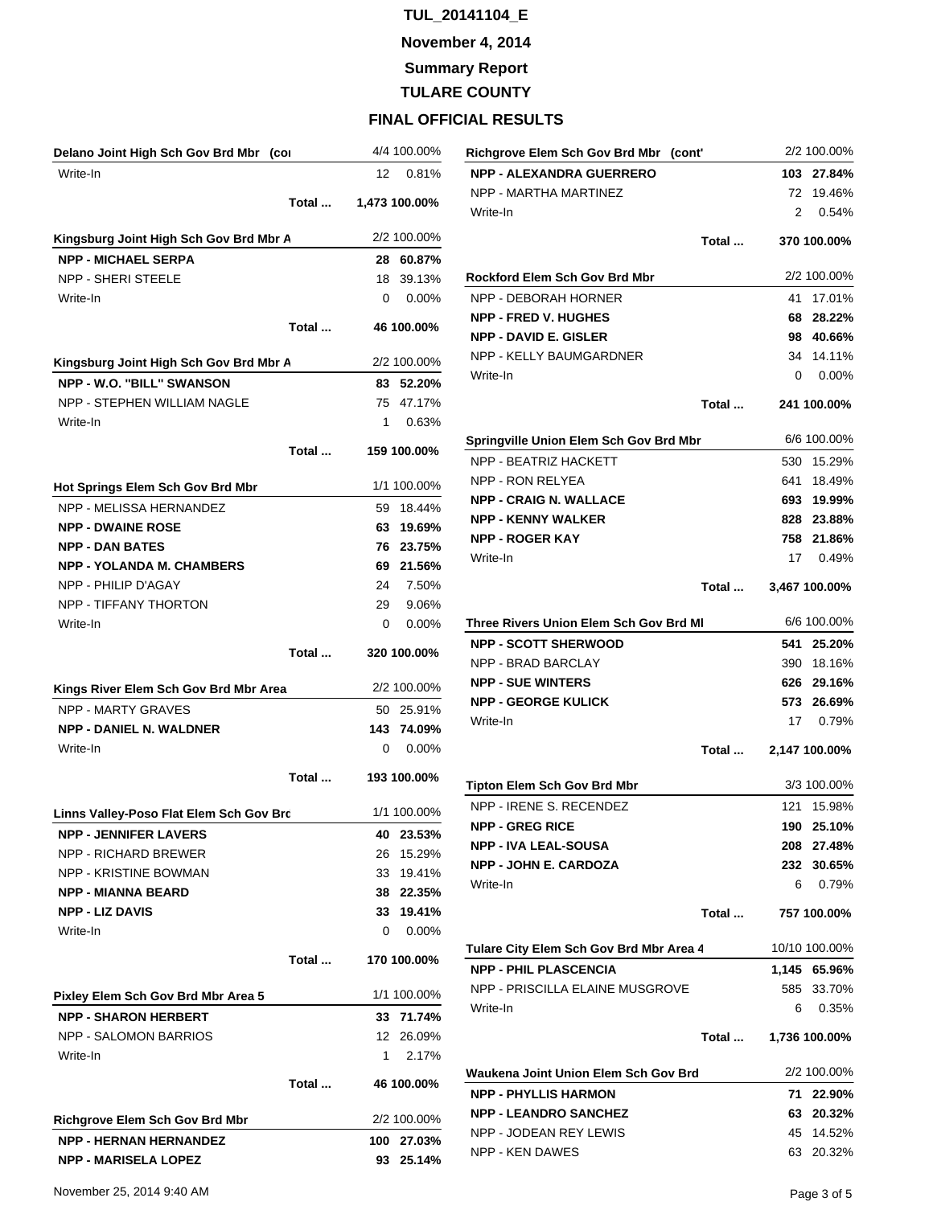# TUL_20141104_E

**November 4, 2014**

**Summary Report**

**TULARE COUNTY**

**FINAL OFFICIAL RESULTS**

| Delano Joint High Sch Gov Brd Mbr (co | | 4/4 100.00% |
|---|---|---|
| Write-In | 12 | 0.81% |
| Total ... | 1,473 | 100.00% |

| Kingsburg Joint High Sch Gov Brd Mbr A | | 2/2 100.00% |
|---|---|---|
| **NPP - MICHAEL SERPA** | **28** | **60.87%** |
| NPP - SHERI STEELE | 18 | 39.13% |
| Write-In | 0 | 0.00% |
| Total ... | 46 | 100.00% |

| Kingsburg Joint High Sch Gov Brd Mbr A | | 2/2 100.00% |
|---|---|---|
| **NPP - W.O. "BILL" SWANSON** | **83** | **52.20%** |
| NPP - STEPHEN WILLIAM NAGLE | 75 | 47.17% |
| Write-In | 1 | 0.63% |
| Total ... | 159 | 100.00% |

| Hot Springs Elem Sch Gov Brd Mbr | | 1/1 100.00% |
|---|---|---|
| NPP - MELISSA HERNANDEZ | 59 | 18.44% |
| **NPP - DWAINE ROSE** | **63** | **19.69%** |
| **NPP - DAN BATES** | **76** | **23.75%** |
| **NPP - YOLANDA M. CHAMBERS** | **69** | **21.56%** |
| NPP - PHILIP D'AGAY | 24 | 7.50% |
| NPP - TIFFANY THORTON | 29 | 9.06% |
| Write-In | 0 | 0.00% |
| Total ... | 320 | 100.00% |

| Kings River Elem Sch Gov Brd Mbr Area | | 2/2 100.00% |
|---|---|---|
| NPP - MARTY GRAVES | 50 | 25.91% |
| **NPP - DANIEL N. WALDNER** | **143** | **74.09%** |
| Write-In | 0 | 0.00% |
| Total ... | 193 | 100.00% |

| Linns Valley-Poso Flat Elem Sch Gov Brd | | 1/1 100.00% |
|---|---|---|
| **NPP - JENNIFER LAVERS** | **40** | **23.53%** |
| NPP - RICHARD BREWER | 26 | 15.29% |
| NPP - KRISTINE BOWMAN | 33 | 19.41% |
| **NPP - MIANNA BEARD** | **38** | **22.35%** |
| **NPP - LIZ DAVIS** | **33** | **19.41%** |
| Write-In | 0 | 0.00% |
| Total ... | 170 | 100.00% |

| Pixley Elem Sch Gov Brd Mbr Area 5 | | 1/1 100.00% |
|---|---|---|
| **NPP - SHARON HERBERT** | **33** | **71.74%** |
| NPP - SALOMON BARRIOS | 12 | 26.09% |
| Write-In | 1 | 2.17% |
| Total ... | 46 | 100.00% |

| Richgrove Elem Sch Gov Brd Mbr | | 2/2 100.00% |
|---|---|---|
| **NPP - HERNAN HERNANDEZ** | **100** | **27.03%** |
| **NPP - MARISELA LOPEZ** | **93** | **25.14%** |
| **NPP - ALEXANDRA GUERRERO** | **103** | **27.84%** |
| NPP - MARTHA MARTINEZ | 72 | 19.46% |
| Write-In | 2 | 0.54% |
| Total ... | 370 | 100.00% |

| Rockford Elem Sch Gov Brd Mbr | | 2/2 100.00% |
|---|---|---|
| NPP - DEBORAH HORNER | 41 | 17.01% |
| **NPP - FRED V. HUGHES** | **68** | **28.22%** |
| **NPP - DAVID E. GISLER** | **98** | **40.66%** |
| NPP - KELLY BAUMGARDNER | 34 | 14.11% |
| Write-In | 0 | 0.00% |
| Total ... | 241 | 100.00% |

| Springville Union Elem Sch Gov Brd Mbr | | 6/6 100.00% |
|---|---|---|
| NPP - BEATRIZ HACKETT | 530 | 15.29% |
| NPP - RON RELYEA | 641 | 18.49% |
| **NPP - CRAIG N. WALLACE** | **693** | **19.99%** |
| **NPP - KENNY WALKER** | **828** | **23.88%** |
| **NPP - ROGER KAY** | **758** | **21.86%** |
| Write-In | 17 | 0.49% |
| Total ... | 3,467 | 100.00% |

| Three Rivers Union Elem Sch Gov Brd Ml | | 6/6 100.00% |
|---|---|---|
| **NPP - SCOTT SHERWOOD** | **541** | **25.20%** |
| NPP - BRAD BARCLAY | 390 | 18.16% |
| **NPP - SUE WINTERS** | **626** | **29.16%** |
| **NPP - GEORGE KULICK** | **573** | **26.69%** |
| Write-In | 17 | 0.79% |
| Total ... | 2,147 | 100.00% |

| Tipton Elem Sch Gov Brd Mbr | | 3/3 100.00% |
|---|---|---|
| NPP - IRENE S. RECENDEZ | 121 | 15.98% |
| **NPP - GREG RICE** | **190** | **25.10%** |
| **NPP - IVA LEAL-SOUSA** | **208** | **27.48%** |
| **NPP - JOHN E. CARDOZA** | **232** | **30.65%** |
| Write-In | 6 | 0.79% |
| Total ... | 757 | 100.00% |

| Tulare City Elem Sch Gov Brd Mbr Area 4 | | 10/10 100.00% |
|---|---|---|
| **NPP - PHIL PLASCENCIA** | **1,145** | **65.96%** |
| NPP - PRISCILLA ELAINE MUSGROVE | 585 | 33.70% |
| Write-In | 6 | 0.35% |
| Total ... | 1,736 | 100.00% |

| Waukena Joint Union Elem Sch Gov Brd | | 2/2 100.00% |
|---|---|---|
| **NPP - PHYLLIS HARMON** | **71** | **22.90%** |
| **NPP - LEANDRO SANCHEZ** | **63** | **20.32%** |
| NPP - JODEAN REY LEWIS | 45 | 14.52% |
| NPP - KEN DAWES | 63 | 20.32% |

November 25, 2014 9:40 AM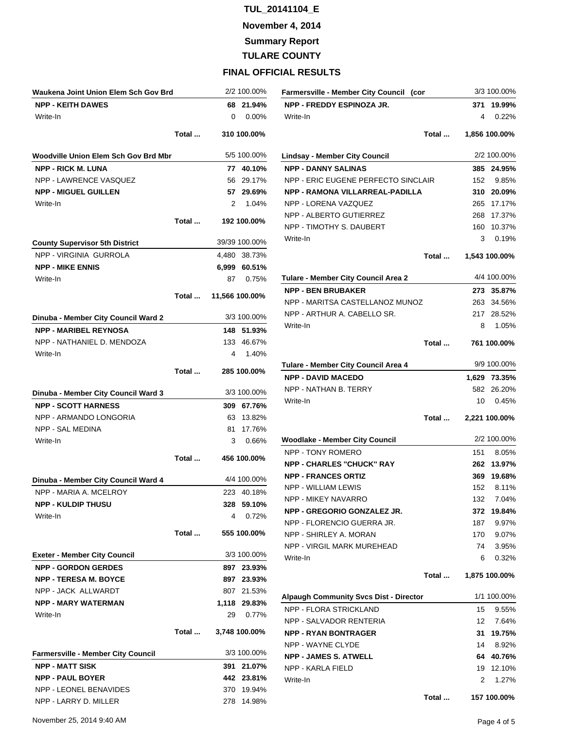# TUL_20141104_E

**November 4, 2014**

**Summary Report**

**TULARE COUNTY**

**FINAL OFFICIAL RESULTS**

| Waukena Joint Union Elem Sch Gov Brd | 2/2 | 100.00% |
|---|---|---|
| **NPP - KEITH DAWES** | **68** | **21.94%** |
| Write-In | 0 | 0.00% |
| **Total ...** | **310** | **100.00%** |

| Woodville Union Elem Sch Gov Brd Mbr | 5/5 | 100.00% |
|---|---|---|
| **NPP - RICK M. LUNA** | **77** | **40.10%** |
| NPP - LAWRENCE VASQUEZ | 56 | 29.17% |
| **NPP - MIGUEL GUILLEN** | **57** | **29.69%** |
| Write-In | 2 | 1.04% |
| **Total ...** | **192** | **100.00%** |

| County Supervisor 5th District | 39/39 | 100.00% |
|---|---|---|
| NPP - VIRGINIA GURROLA | 4,480 | 38.73% |
| **NPP - MIKE ENNIS** | **6,999** | **60.51%** |
| Write-In | 87 | 0.75% |
| **Total ...** | **11,566** | **100.00%** |

| Dinuba - Member City Council Ward 2 | 3/3 | 100.00% |
|---|---|---|
| **NPP - MARIBEL REYNOSA** | **148** | **51.93%** |
| NPP - NATHANIEL D. MENDOZA | 133 | 46.67% |
| Write-In | 4 | 1.40% |
| **Total ...** | **285** | **100.00%** |

| Dinuba - Member City Council Ward 3 | 3/3 | 100.00% |
|---|---|---|
| **NPP - SCOTT HARNESS** | **309** | **67.76%** |
| NPP - ARMANDO LONGORIA | 63 | 13.82% |
| NPP - SAL MEDINA | 81 | 17.76% |
| Write-In | 3 | 0.66% |
| **Total ...** | **456** | **100.00%** |

| Dinuba - Member City Council Ward 4 | 4/4 | 100.00% |
|---|---|---|
| NPP - MARIA A. MCELROY | 223 | 40.18% |
| **NPP - KULDIP THUSU** | **328** | **59.10%** |
| Write-In | 4 | 0.72% |
| **Total ...** | **555** | **100.00%** |

| Exeter - Member City Council | 3/3 | 100.00% |
|---|---|---|
| **NPP - GORDON GERDES** | **897** | **23.93%** |
| **NPP - TERESA M. BOYCE** | **897** | **23.93%** |
| NPP - JACK ALLWARDT | 807 | 21.53% |
| **NPP - MARY WATERMAN** | **1,118** | **29.83%** |
| Write-In | 29 | 0.77% |
| **Total ...** | **3,748** | **100.00%** |

| Farmersville - Member City Council | 3/3 | 100.00% |
|---|---|---|
| **NPP - MATT SISK** | **391** | **21.07%** |
| **NPP - PAUL BOYER** | **442** | **23.81%** |
| NPP - LEONEL BENAVIDES | 370 | 19.94% |
| NPP - LARRY D. MILLER | 278 | 14.98% |
| **NPP - FREDDY ESPINOZA JR.** | **371** | **19.99%** |
| Write-In | 4 | 0.22% |
| **Total ...** | **1,856** | **100.00%** |

| Lindsay - Member City Council | 2/2 | 100.00% |
|---|---|---|
| **NPP - DANNY SALINAS** | **385** | **24.95%** |
| NPP - ERIC EUGENE PERFECTO SINCLAIR | 152 | 9.85% |
| **NPP - RAMONA VILLARREAL-PADILLA** | **310** | **20.09%** |
| NPP - LORENA VAZQUEZ | 265 | 17.17% |
| NPP - ALBERTO GUTIERREZ | 268 | 17.37% |
| NPP - TIMOTHY S. DAUBERT | 160 | 10.37% |
| Write-In | 3 | 0.19% |
| **Total ...** | **1,543** | **100.00%** |

| Tulare - Member City Council Area 2 | 4/4 | 100.00% |
|---|---|---|
| **NPP - BEN BRUBAKER** | **273** | **35.87%** |
| NPP - MARITSA CASTELLANOZ MUNOZ | 263 | 34.56% |
| NPP - ARTHUR A. CABELLO SR. | 217 | 28.52% |
| Write-In | 8 | 1.05% |
| **Total ...** | **761** | **100.00%** |

| Tulare - Member City Council Area 4 | 9/9 | 100.00% |
|---|---|---|
| **NPP - DAVID MACEDO** | **1,629** | **73.35%** |
| NPP - NATHAN B. TERRY | 582 | 26.20% |
| Write-In | 10 | 0.45% |
| **Total ...** | **2,221** | **100.00%** |

| Woodlake - Member City Council | 2/2 | 100.00% |
|---|---|---|
| NPP - TONY ROMERO | 151 | 8.05% |
| **NPP - CHARLES "CHUCK" RAY** | **262** | **13.97%** |
| **NPP - FRANCES ORTIZ** | **369** | **19.68%** |
| NPP - WILLIAM LEWIS | 152 | 8.11% |
| NPP - MIKEY NAVARRO | 132 | 7.04% |
| **NPP - GREGORIO GONZALEZ JR.** | **372** | **19.84%** |
| NPP - FLORENCIO GUERRA JR. | 187 | 9.97% |
| NPP - SHIRLEY A. MORAN | 170 | 9.07% |
| NPP - VIRGIL MARK MUREHEAD | 74 | 3.95% |
| Write-In | 6 | 0.32% |
| **Total ...** | **1,875** | **100.00%** |

| Alpaugh Community Svcs Dist - Director | 1/1 | 100.00% |
|---|---|---|
| NPP - FLORA STRICKLAND | 15 | 9.55% |
| NPP - SALVADOR RENTERIA | 12 | 7.64% |
| **NPP - RYAN BONTRAGER** | **31** | **19.75%** |
| NPP - WAYNE CLYDE | 14 | 8.92% |
| **NPP - JAMES S. ATWELL** | **64** | **40.76%** |
| NPP - KARLA FIELD | 19 | 12.10% |
| Write-In | 2 | 1.27% |
| **Total ...** | **157** | **100.00%** |

November 25, 2014 9:40 AM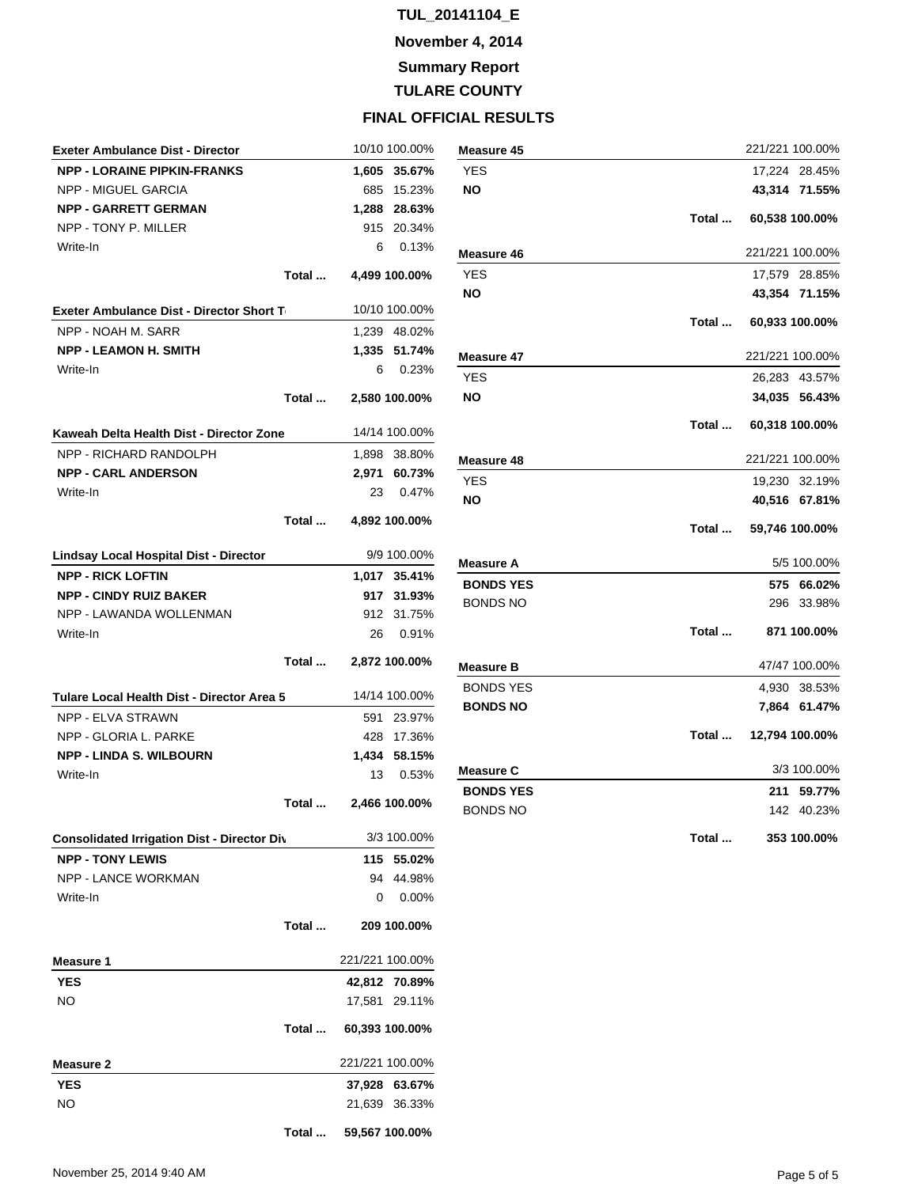# TUL_20141104_E

## November 4, 2014

## Summary Report

## TULARE COUNTY

## FINAL OFFICIAL RESULTS

| Exeter Ambulance Dist - Director | 10/10 | 100.00% |
| --- | --- | --- |
| **NPP - LORAINE PIPKIN-FRANKS** | **1,605** | **35.67%** |
| NPP - MIGUEL GARCIA | 685 | 15.23% |
| **NPP - GARRETT GERMAN** | **1,288** | **28.63%** |
| NPP - TONY P. MILLER | 915 | 20.34% |
| Write-In | 6 | 0.13% |
| **Total ...** | **4,499** | **100.00%** |

| Exeter Ambulance Dist - Director Short T | 10/10 | 100.00% |
| --- | --- | --- |
| NPP - NOAH M. SARR | 1,239 | 48.02% |
| **NPP - LEAMON H. SMITH** | **1,335** | **51.74%** |
| Write-In | 6 | 0.23% |
| **Total ...** | **2,580** | **100.00%** |

| Kaweah Delta Health Dist - Director Zone | 14/14 | 100.00% |
| --- | --- | --- |
| NPP - RICHARD RANDOLPH | 1,898 | 38.80% |
| **NPP - CARL ANDERSON** | **2,971** | **60.73%** |
| Write-In | 23 | 0.47% |
| **Total ...** | **4,892** | **100.00%** |

| Lindsay Local Hospital Dist - Director | 9/9 | 100.00% |
| --- | --- | --- |
| **NPP - RICK LOFTIN** | **1,017** | **35.41%** |
| **NPP - CINDY RUIZ BAKER** | **917** | **31.93%** |
| NPP - LAWANDA WOLLENMAN | 912 | 31.75% |
| Write-In | 26 | 0.91% |
| **Total ...** | **2,872** | **100.00%** |

| Tulare Local Health Dist - Director Area 5 | 14/14 | 100.00% |
| --- | --- | --- |
| NPP - ELVA STRAWN | 591 | 23.97% |
| NPP - GLORIA L. PARKE | 428 | 17.36% |
| **NPP - LINDA S. WILBOURN** | **1,434** | **58.15%** |
| Write-In | 13 | 0.53% |
| **Total ...** | **2,466** | **100.00%** |

| Consolidated Irrigation Dist - Director Div | 3/3 | 100.00% |
| --- | --- | --- |
| **NPP - TONY LEWIS** | **115** | **55.02%** |
| NPP - LANCE WORKMAN | 94 | 44.98% |
| Write-In | 0 | 0.00% |
| **Total ...** | **209** | **100.00%** |

| Measure 1 | 221/221 | 100.00% |
| --- | --- | --- |
| **YES** | **42,812** | **70.89%** |
| NO | 17,581 | 29.11% |
| **Total ...** | **60,393** | **100.00%** |

| Measure 2 | 221/221 | 100.00% |
| --- | --- | --- |
| **YES** | **37,928** | **63.67%** |
| NO | 21,639 | 36.33% |
| **Total ...** | **59,567** | **100.00%** |

| Measure 45 | 221/221 | 100.00% |
| --- | --- | --- |
| YES | 17,224 | 28.45% |
| **NO** | **43,314** | **71.55%** |
| **Total ...** | **60,538** | **100.00%** |

| Measure 46 | 221/221 | 100.00% |
| --- | --- | --- |
| YES | 17,579 | 28.85% |
| **NO** | **43,354** | **71.15%** |
| **Total ...** | **60,933** | **100.00%** |

| Measure 47 | 221/221 | 100.00% |
| --- | --- | --- |
| YES | 26,283 | 43.57% |
| **NO** | **34,035** | **56.43%** |
| **Total ...** | **60,318** | **100.00%** |

| Measure 48 | 221/221 | 100.00% |
| --- | --- | --- |
| YES | 19,230 | 32.19% |
| **NO** | **40,516** | **67.81%** |
| **Total ...** | **59,746** | **100.00%** |

| Measure A | 5/5 | 100.00% |
| --- | --- | --- |
| **BONDS YES** | **575** | **66.02%** |
| BONDS NO | 296 | 33.98% |
| **Total ...** | **871** | **100.00%** |

| Measure B | 47/47 | 100.00% |
| --- | --- | --- |
| BONDS YES | 4,930 | 38.53% |
| **BONDS NO** | **7,864** | **61.47%** |
| **Total ...** | **12,794** | **100.00%** |

| Measure C | 3/3 | 100.00% |
| --- | --- | --- |
| **BONDS YES** | **211** | **59.77%** |
| BONDS NO | 142 | 40.23% |
| **Total ...** | **353** | **100.00%** |

November 25, 2014 9:40 AM